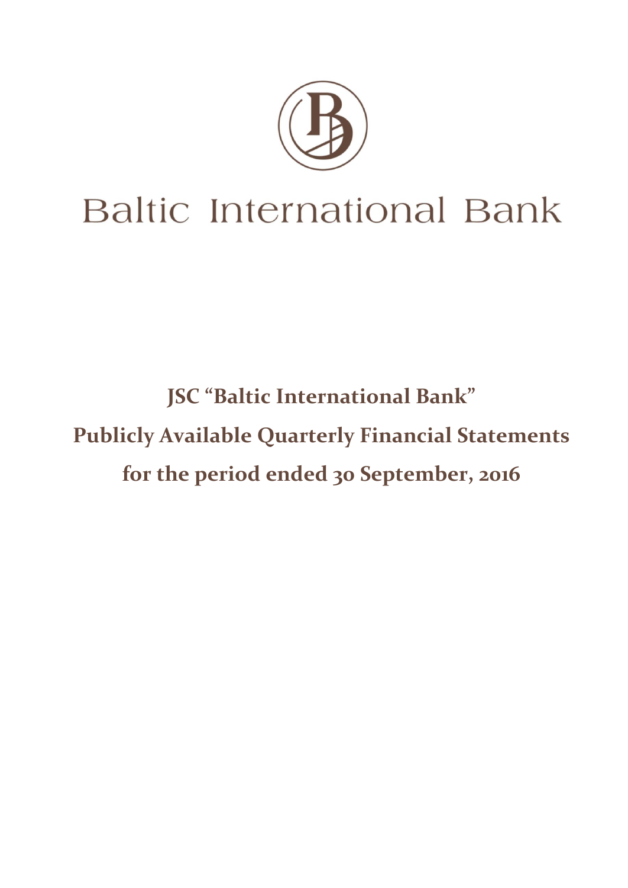Baltic International Bank

# JSC “Baltic International Bank”

# Publicly Available Quarterly Financial Statements

# for the period ended 30 September, 2016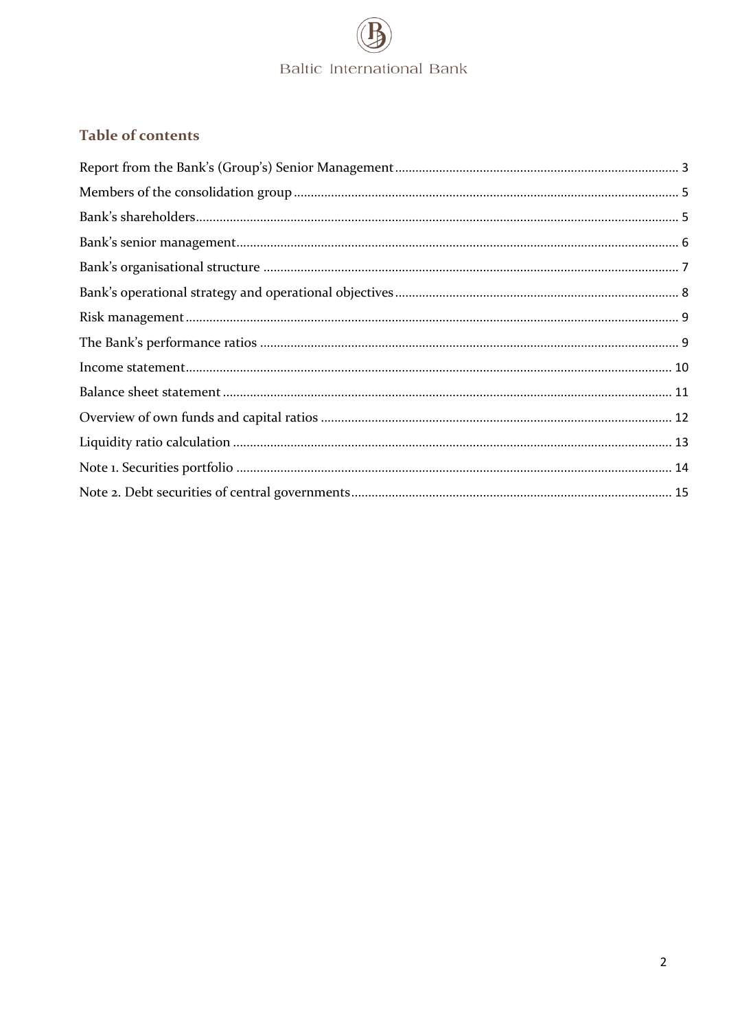## Table of contents

Report from the Bank's (Group's) Senior Management ........ 3

Members of the consolidation group ........ 5

Bank's shareholders ........ 5

Bank's senior management ........ 6

Bank's organisational structure ........ 7

Bank's operational strategy and operational objectives ........ 8

Risk management ........ 9

The Bank's performance ratios ........ 9

Income statement ........ 10

Balance sheet statement ........ 11

Overview of own funds and capital ratios ........ 12

Liquidity ratio calculation ........ 13

Note 1. Securities portfolio ........ 14

Note 2. Debt securities of central governments ........ 15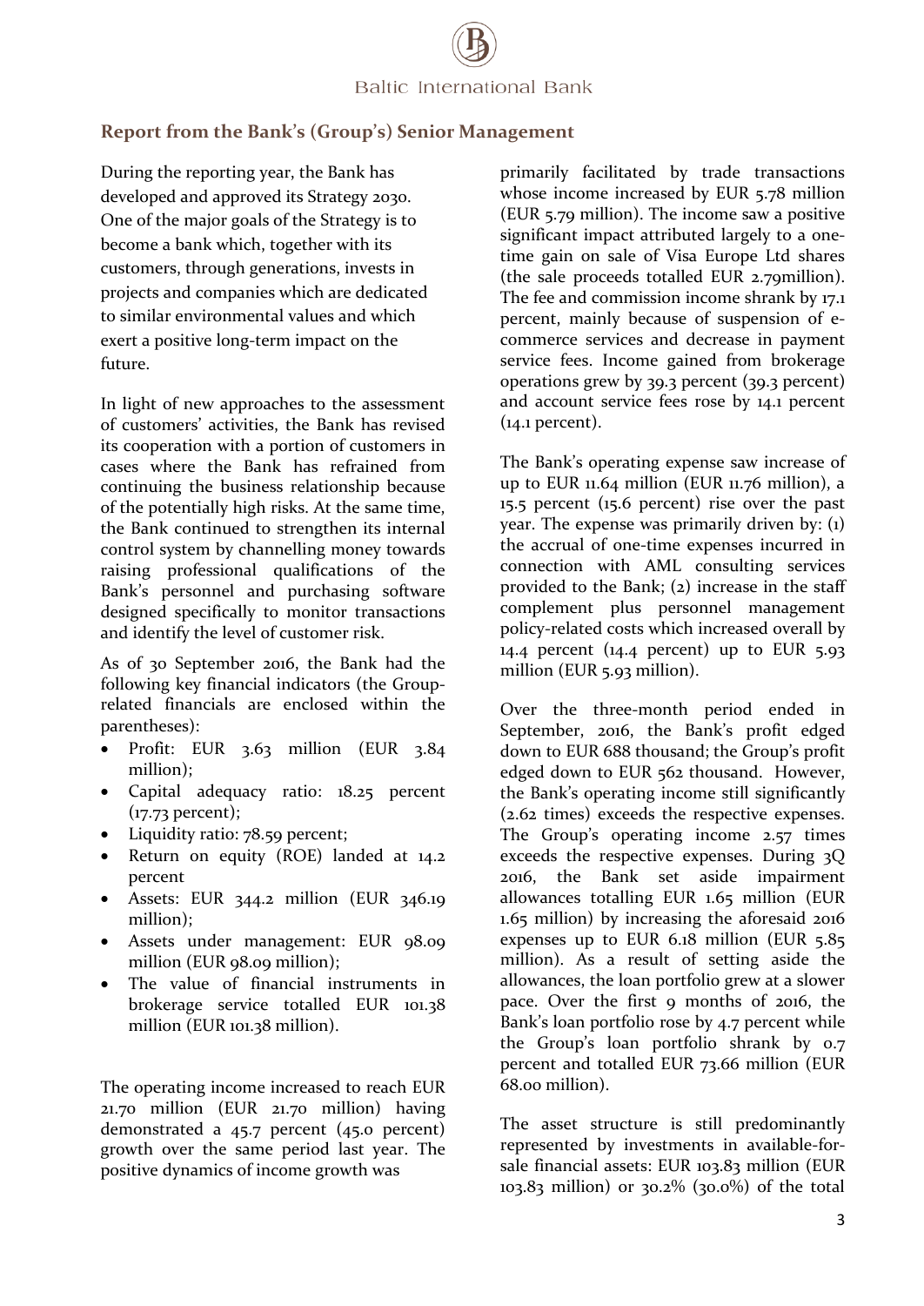## Report from the Bank's (Group's) Senior Management

During the reporting year, the Bank has developed and approved its Strategy 2030. One of the major goals of the Strategy is to become a bank which, together with its customers, through generations, invests in projects and companies which are dedicated to similar environmental values and which exert a positive long-term impact on the future.

In light of new approaches to the assessment of customers' activities, the Bank has revised its cooperation with a portion of customers in cases where the Bank has refrained from continuing the business relationship because of the potentially high risks. At the same time, the Bank continued to strengthen its internal control system by channelling money towards raising professional qualifications of the Bank's personnel and purchasing software designed specifically to monitor transactions and identify the level of customer risk.

As of 30 September 2016, the Bank had the following key financial indicators (the Group-related financials are enclosed within the parentheses):

- Profit: EUR 3.63 million (EUR 3.84 million);
- Capital adequacy ratio: 18.25 percent (17.73 percent);
- Liquidity ratio: 78.59 percent;
- Return on equity (ROE) landed at 14.2 percent
- Assets: EUR 344.2 million (EUR 346.19 million);
- Assets under management: EUR 98.09 million (EUR 98.09 million);
- The value of financial instruments in brokerage service totalled EUR 101.38 million (EUR 101.38 million).

The operating income increased to reach EUR 21.70 million (EUR 21.70 million) having demonstrated a 45.7 percent (45.0 percent) growth over the same period last year. The positive dynamics of income growth was primarily facilitated by trade transactions whose income increased by EUR 5.78 million (EUR 5.79 million). The income saw a positive significant impact attributed largely to a one-time gain on sale of Visa Europe Ltd shares (the sale proceeds totalled EUR 2.79million). The fee and commission income shrank by 17.1 percent, mainly because of suspension of e-commerce services and decrease in payment service fees. Income gained from brokerage operations grew by 39.3 percent (39.3 percent) and account service fees rose by 14.1 percent (14.1 percent).

The Bank's operating expense saw increase of up to EUR 11.64 million (EUR 11.76 million), a 15.5 percent (15.6 percent) rise over the past year. The expense was primarily driven by: (1) the accrual of one-time expenses incurred in connection with AML consulting services provided to the Bank; (2) increase in the staff complement plus personnel management policy-related costs which increased overall by 14.4 percent (14.4 percent) up to EUR 5.93 million (EUR 5.93 million).

Over the three-month period ended in September, 2016, the Bank's profit edged down to EUR 688 thousand; the Group's profit edged down to EUR 562 thousand. However, the Bank's operating income still significantly (2.62 times) exceeds the respective expenses. The Group's operating income 2.57 times exceeds the respective expenses. During 3Q 2016, the Bank set aside impairment allowances totalling EUR 1.65 million (EUR 1.65 million) by increasing the aforesaid 2016 expenses up to EUR 6.18 million (EUR 5.85 million). As a result of setting aside the allowances, the loan portfolio grew at a slower pace. Over the first 9 months of 2016, the Bank's loan portfolio rose by 4.7 percent while the Group's loan portfolio shrank by 0.7 percent and totalled EUR 73.66 million (EUR 68.00 million).

The asset structure is still predominantly represented by investments in available-for-sale financial assets: EUR 103.83 million (EUR 103.83 million) or 30.2% (30.0%) of the total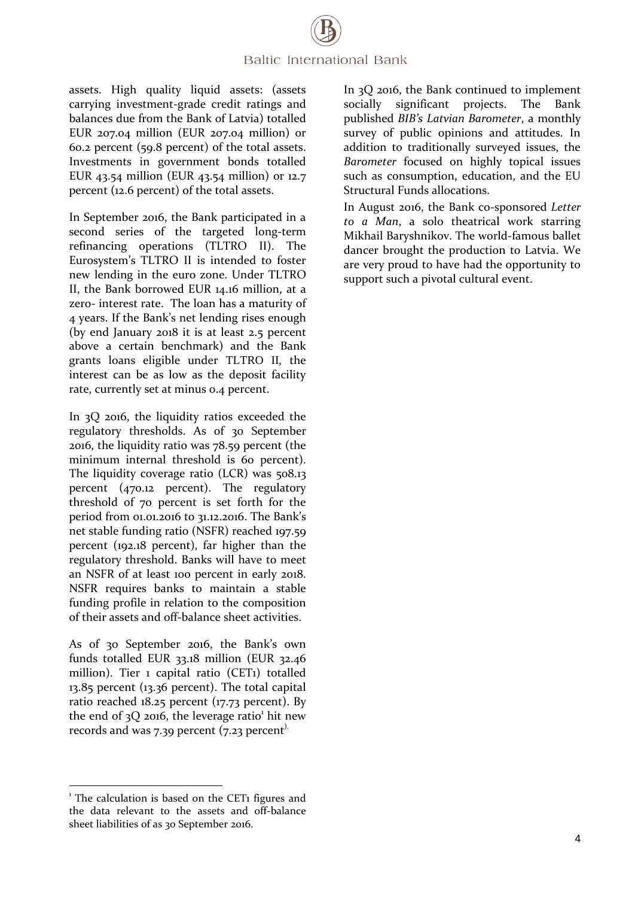assets. High quality liquid assets: (assets carrying investment-grade credit ratings and balances due from the Bank of Latvia) totalled EUR 207.04 million (EUR 207.04 million) or 60.2 percent (59.8 percent) of the total assets. Investments in government bonds totalled EUR 43.54 million (EUR 43.54 million) or 12.7 percent (12.6 percent) of the total assets.

In September 2016, the Bank participated in a second series of the targeted long-term refinancing operations (TLTRO II). The Eurosystem's TLTRO II is intended to foster new lending in the euro zone. Under TLTRO II, the Bank borrowed EUR 14.16 million, at a zero- interest rate. The loan has a maturity of 4 years. If the Bank's net lending rises enough (by end January 2018 it is at least 2.5 percent above a certain benchmark) and the Bank grants loans eligible under TLTRO II, the interest can be as low as the deposit facility rate, currently set at minus 0.4 percent.

In 3Q 2016, the liquidity ratios exceeded the regulatory thresholds. As of 30 September 2016, the liquidity ratio was 78.59 percent (the minimum internal threshold is 60 percent). The liquidity coverage ratio (LCR) was 508.13 percent (470.12 percent). The regulatory threshold of 70 percent is set forth for the period from 01.01.2016 to 31.12.2016. The Bank's net stable funding ratio (NSFR) reached 197.59 percent (192.18 percent), far higher than the regulatory threshold. Banks will have to meet an NSFR of at least 100 percent in early 2018. NSFR requires banks to maintain a stable funding profile in relation to the composition of their assets and off-balance sheet activities.

As of 30 September 2016, the Bank's own funds totalled EUR 33.18 million (EUR 32.46 million). Tier 1 capital ratio (CET1) totalled 13.85 percent (13.36 percent). The total capital ratio reached 18.25 percent (17.73 percent). By the end of 3Q 2016, the leverage ratio[1] hit new records and was 7.39 percent (7.23 percent).

In 3Q 2016, the Bank continued to implement socially significant projects. The Bank published *BIB's Latvian Barometer*, a monthly survey of public opinions and attitudes. In addition to traditionally surveyed issues, the *Barometer* focused on highly topical issues such as consumption, education, and the EU Structural Funds allocations.

In August 2016, the Bank co-sponsored *Letter to a Man*, a solo theatrical work starring Mikhail Baryshnikov. The world-famous ballet dancer brought the production to Latvia. We are very proud to have had the opportunity to support such a pivotal cultural event.

---

[1] The calculation is based on the CET1 figures and the data relevant to the assets and off-balance sheet liabilities of as 30 September 2016.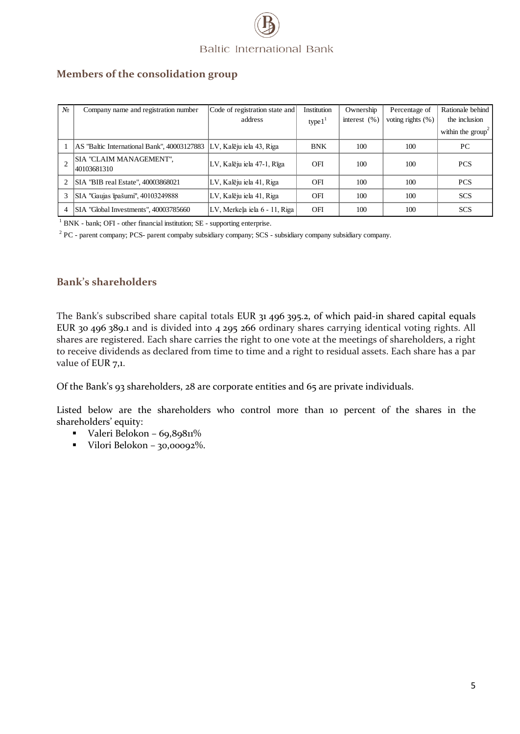## Members of the consolidation group

| № | Company name and registration number | Code of registration state and address | Institution type1[1] | Ownership interest (%) | Percentage of voting rights (%) | Rationale behind the inclusion within the group[2] |
|---|---|---|---|---|---|---|
| 1 | AS "Baltic International Bank", 40003127883 | LV, Kalēju iela 43, Riga | BNK | 100 | 100 | PC |
| 2 | SIA "CLAIM MANAGEMENT", 40103681310 | LV, Kalēju iela 47-1, Rīga | OFI | 100 | 100 | PCS |
| 2 | SIA "BIB real Estate", 40003868021 | LV, Kalēju iela 41, Riga | OFI | 100 | 100 | PCS |
| 3 | SIA "Gaujas īpašumi", 40103249888 | LV, Kalēju iela 41, Riga | OFI | 100 | 100 | SCS |
| 4 | SIA "Global Investments", 40003785660 | LV, Merkeļa iela 6 - 11, Riga | OFI | 100 | 100 | SCS |

[1] BNK - bank; OFI - other financial institution; SE - supporting enterprise.

[2] PC - parent company; PCS- parent compaby subsidiary company; SCS - subsidiary company subsidiary company.

## Bank's shareholders

The Bank's subscribed share capital totals EUR 31 496 395.2, of which paid-in shared capital equals EUR 30 496 389.1 and is divided into 4 295 266 ordinary shares carrying identical voting rights. All shares are registered. Each share carries the right to one vote at the meetings of shareholders, a right to receive dividends as declared from time to time and a right to residual assets. Each share has a par value of EUR 7,1.

Of the Bank's 93 shareholders, 28 are corporate entities and 65 are private individuals.

Listed below are the shareholders who control more than 10 percent of the shares in the shareholders' equity:

- Valeri Belokon – 69,89811%
- Vilori Belokon – 30,00092%.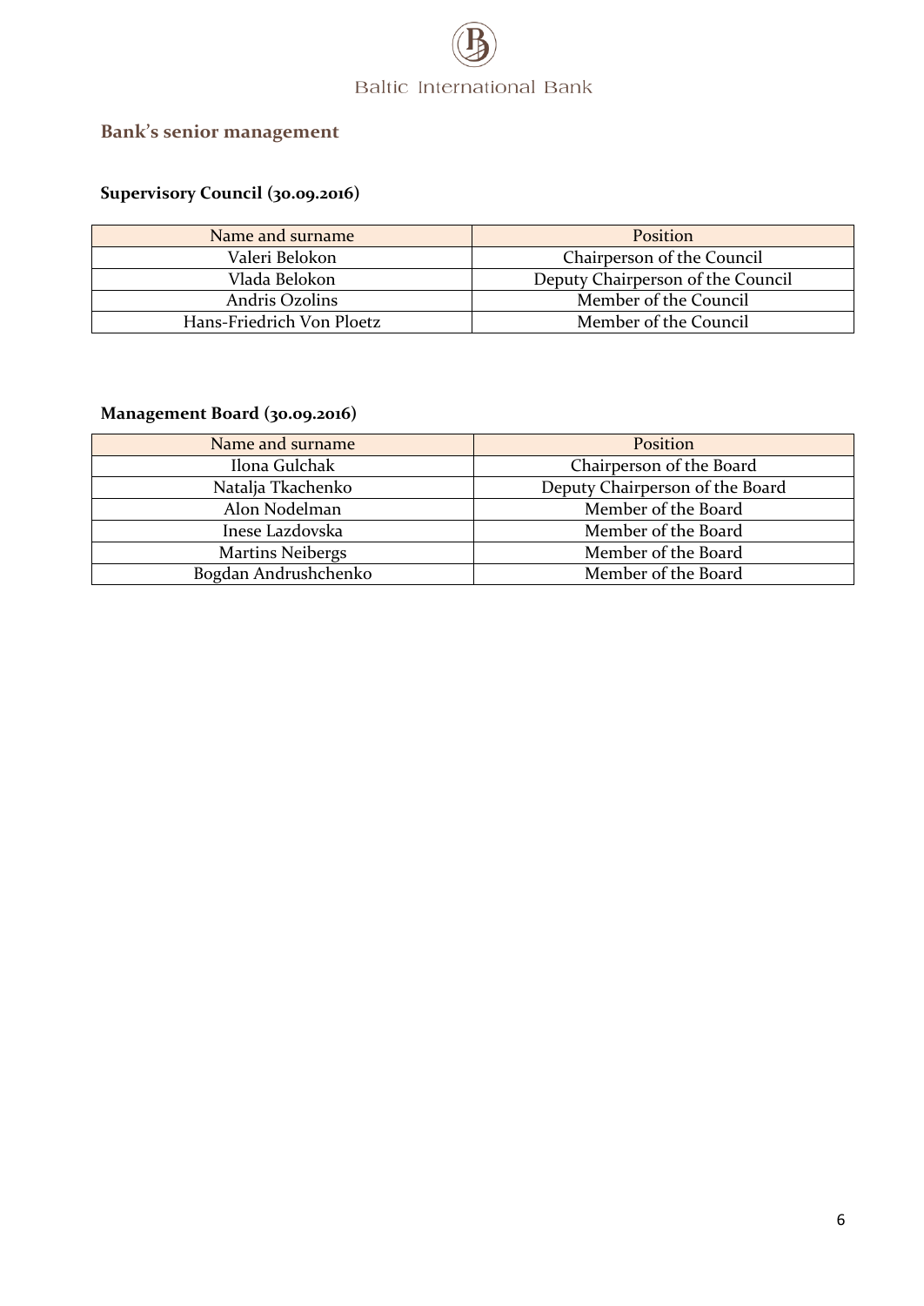## Bank's senior management

### Supervisory Council (30.09.2016)

| Name and surname | Position |
| --- | --- |
| Valeri Belokon | Chairperson of the Council |
| Vlada Belokon | Deputy Chairperson of the Council |
| Andris Ozolins | Member of the Council |
| Hans-Friedrich Von Ploetz | Member of the Council |

### Management Board (30.09.2016)

| Name and surname | Position |
| --- | --- |
| Ilona Gulchak | Chairperson of the Board |
| Natalja Tkachenko | Deputy Chairperson of the Board |
| Alon Nodelman | Member of the Board |
| Inese Lazdovska | Member of the Board |
| Martins Neibergs | Member of the Board |
| Bogdan Andrushchenko | Member of the Board |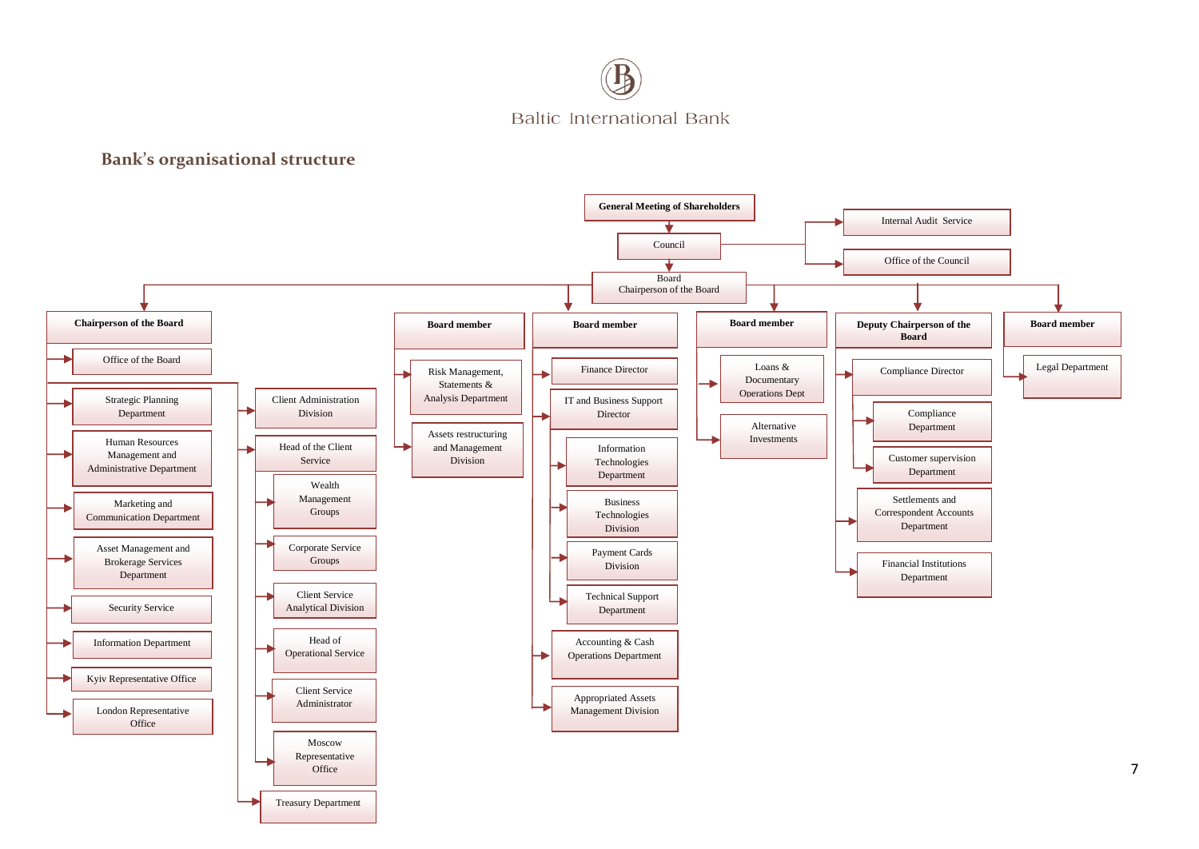Baltic International Bank

## Bank's organisational structure

- **General Meeting of Shareholders**
  - Council
    - Internal Audit Service
    - Office of the Council
    - Board
      Chairperson of the Board
      - **Chairperson of the Board**
        - Office of the Board
        - Strategic Planning Department
        - Human Resources Management and Administrative Department
        - Marketing and Communication Department
        - Asset Management and Brokerage Services Department
        - Security Service
        - Information Department
        - Kyiv Representative Office
        - London Representative Office
        - Client Administration Division
        - Head of the Client Service
          - Wealth Management Groups
          - Corporate Service Groups
          - Client Service Analytical Division
          - Head of Operational Service
          - Client Service Administrator
          - Moscow Representative Office
        - Treasury Department
      - **Board member**
        - Risk Management, Statements & Analysis Department
        - Assets restructuring and Management Division
      - **Board member**
        - Finance Director
        - IT and Business Support Director
          - Information Technologies Department
          - Business Technologies Division
          - Payment Cards Division
          - Technical Support Department
        - Accounting & Cash Operations Department
        - Appropriated Assets Management Division
      - **Board member**
        - Loans & Documentary Operations Dept
        - Alternative Investments
      - **Deputy Chairperson of the Board**
        - Compliance Director
          - Compliance Department
          - Customer supervision Department
        - Settlements and Correspondent Accounts Department
        - Financial Institutions Department
      - **Board member**
        - Legal Department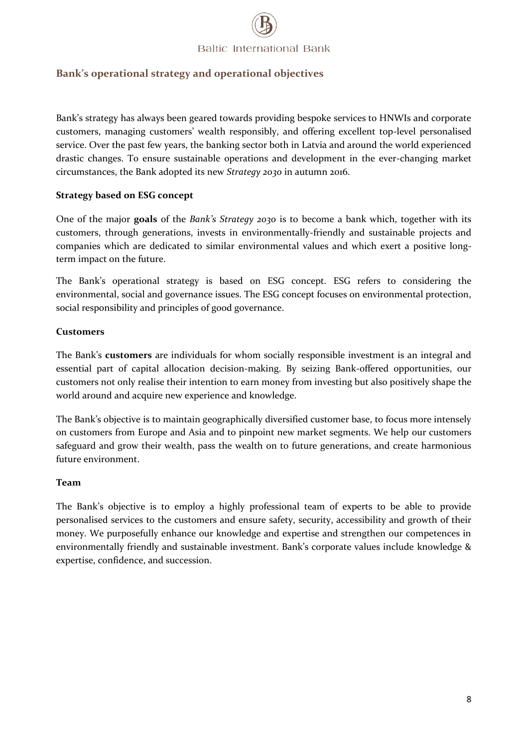## Bank's operational strategy and operational objectives

Bank's strategy has always been geared towards providing bespoke services to HNWIs and corporate customers, managing customers' wealth responsibly, and offering excellent top-level personalised service. Over the past few years, the banking sector both in Latvia and around the world experienced drastic changes. To ensure sustainable operations and development in the ever-changing market circumstances, the Bank adopted its new *Strategy 2030* in autumn 2016.

### Strategy based on ESG concept

One of the major **goals** of the *Bank's Strategy 2030* is to become a bank which, together with its customers, through generations, invests in environmentally-friendly and sustainable projects and companies which are dedicated to similar environmental values and which exert a positive long-term impact on the future.

The Bank's operational strategy is based on ESG concept. ESG refers to considering the environmental, social and governance issues. The ESG concept focuses on environmental protection, social responsibility and principles of good governance.

### Customers

The Bank's **customers** are individuals for whom socially responsible investment is an integral and essential part of capital allocation decision-making. By seizing Bank-offered opportunities, our customers not only realise their intention to earn money from investing but also positively shape the world around and acquire new experience and knowledge.

The Bank's objective is to maintain geographically diversified customer base, to focus more intensely on customers from Europe and Asia and to pinpoint new market segments. We help our customers safeguard and grow their wealth, pass the wealth on to future generations, and create harmonious future environment.

### Team

The Bank's objective is to employ a highly professional team of experts to be able to provide personalised services to the customers and ensure safety, security, accessibility and growth of their money. We purposefully enhance our knowledge and expertise and strengthen our competences in environmentally friendly and sustainable investment. Bank's corporate values include knowledge & expertise, confidence, and succession.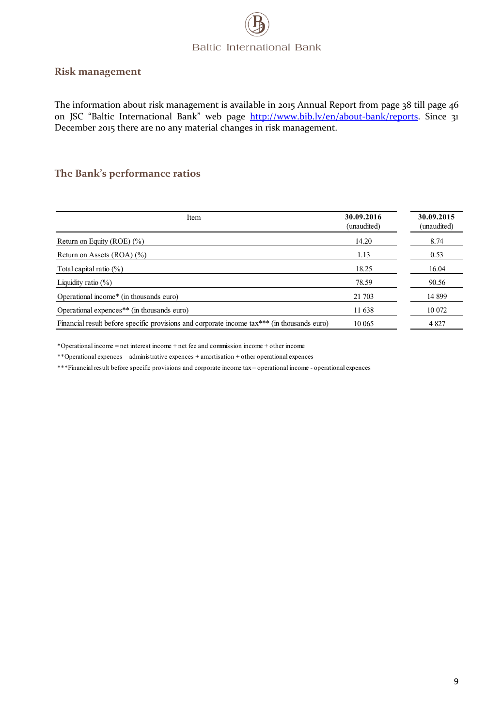## Risk management

The information about risk management is available in 2015 Annual Report from page 38 till page 46 on JSC "Baltic International Bank" web page http://www.bib.lv/en/about-bank/reports. Since 31 December 2015 there are no any material changes in risk management.

## The Bank's performance ratios

| Item | **30.09.2016** (unaudited) | **30.09.2015** (unaudited) |
|---|---|---|
| Return on Equity (ROE) (%) | 14.20 | 8.74 |
| Return on Assets (ROA) (%) | 1.13 | 0.53 |
| Total capital ratio (%) | 18.25 | 16.04 |
| Liquidity ratio (%) | 78.59 | 90.56 |
| Operational income* (in thousands euro) | 21 703 | 14 899 |
| Operational expences** (in thousands euro) | 11 638 | 10 072 |
| Financial result before specific provisions and corporate income tax*** (in thousands euro) | 10 065 | 4 827 |

*Operational income = net interest income + net fee and commission income + other income

**Operational expences = administrative expences + amortisation + other operational expences

***Financial result before specific provisions and corporate income tax = operational income - operational expences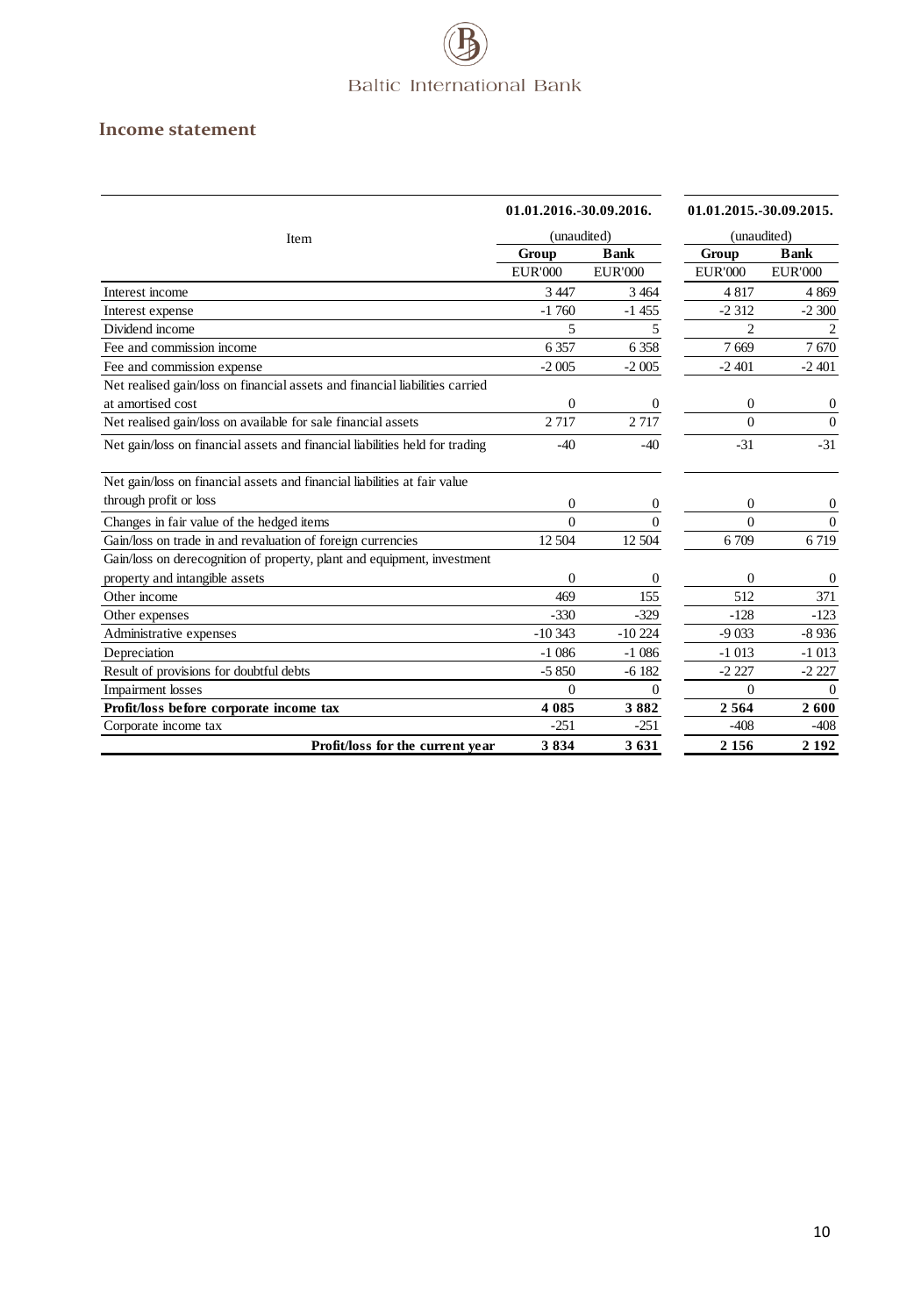## Income statement

| Item | 01.01.2016.-30.09.2016. (unaudited) | | 01.01.2015.-30.09.2015. (unaudited) | |
|---|---|---|---|---|
| | Group | Bank | Group | Bank |
| | EUR'000 | EUR'000 | EUR'000 | EUR'000 |
| Interest income | 3 447 | 3 464 | 4 817 | 4 869 |
| Interest expense | -1 760 | -1 455 | -2 312 | -2 300 |
| Dividend income | 5 | 5 | 2 | 2 |
| Fee and commission income | 6 357 | 6 358 | 7 669 | 7 670 |
| Fee and commission expense | -2 005 | -2 005 | -2 401 | -2 401 |
| Net realised gain/loss on financial assets and financial liabilities carried at amortised cost | 0 | 0 | 0 | 0 |
| Net realised gain/loss on available for sale financial assets | 2 717 | 2 717 | 0 | 0 |
| Net gain/loss on financial assets and financial liabilities held for trading | -40 | -40 | -31 | -31 |
| Net gain/loss on financial assets and financial liabilities at fair value through profit or loss | 0 | 0 | 0 | 0 |
| Changes in fair value of the hedged items | 0 | 0 | 0 | 0 |
| Gain/loss on trade in and revaluation of foreign currencies | 12 504 | 12 504 | 6 709 | 6 719 |
| Gain/loss on derecognition of property, plant and equipment, investment property and intangible assets | 0 | 0 | 0 | 0 |
| Other income | 469 | 155 | 512 | 371 |
| Other expenses | -330 | -329 | -128 | -123 |
| Administrative expenses | -10 343 | -10 224 | -9 033 | -8 936 |
| Depreciation | -1 086 | -1 086 | -1 013 | -1 013 |
| Result of provisions for doubtful debts | -5 850 | -6 182 | -2 227 | -2 227 |
| Impairment losses | 0 | 0 | 0 | 0 |
| **Profit/loss before corporate income tax** | **4 085** | **3 882** | **2 564** | **2 600** |
| Corporate income tax | -251 | -251 | -408 | -408 |
| **Profit/loss for the current year** | **3 834** | **3 631** | **2 156** | **2 192** |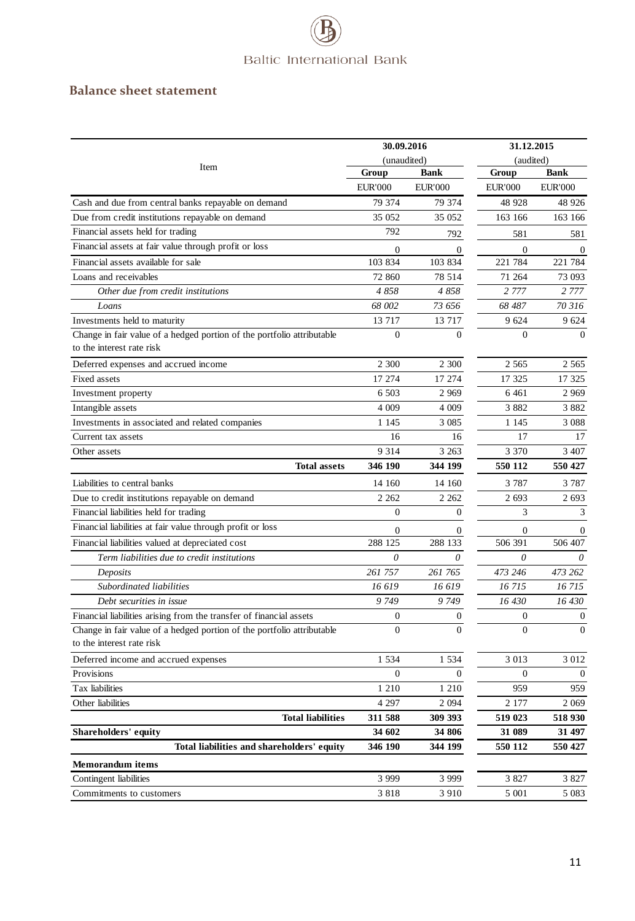Baltic International Bank

## Balance sheet statement

| Item | 30.09.2016 (unaudited) | | 31.12.2015 (audited) | |
|---|---|---|---|---|
| | Group | Bank | Group | Bank |
| | EUR'000 | EUR'000 | EUR'000 | EUR'000 |
| Cash and due from central banks repayable on demand | 79 374 | 79 374 | 48 928 | 48 926 |
| Due from credit institutions repayable on demand | 35 052 | 35 052 | 163 166 | 163 166 |
| Financial assets held for trading | 792 | 792 | 581 | 581 |
| Financial assets at fair value through profit or loss | 0 | 0 | 0 | 0 |
| Financial assets available for sale | 103 834 | 103 834 | 221 784 | 221 784 |
| Loans and receivables | 72 860 | 78 514 | 71 264 | 73 093 |
| *Other due from credit institutions* | *4 858* | *4 858* | *2 777* | *2 777* |
| *Loans* | *68 002* | *73 656* | *68 487* | *70 316* |
| Investments held to maturity | 13 717 | 13 717 | 9 624 | 9 624 |
| Change in fair value of a hedged portion of the portfolio attributable to the interest rate risk | 0 | 0 | 0 | 0 |
| Deferred expenses and accrued income | 2 300 | 2 300 | 2 565 | 2 565 |
| Fixed assets | 17 274 | 17 274 | 17 325 | 17 325 |
| Investment property | 6 503 | 2 969 | 6 461 | 2 969 |
| Intangible assets | 4 009 | 4 009 | 3 882 | 3 882 |
| Investments in associated and related companies | 1 145 | 3 085 | 1 145 | 3 088 |
| Current tax assets | 16 | 16 | 17 | 17 |
| Other assets | 9 314 | 3 263 | 3 370 | 3 407 |
| **Total assets** | **346 190** | **344 199** | **550 112** | **550 427** |
| Liabilities to central banks | 14 160 | 14 160 | 3 787 | 3 787 |
| Due to credit institutions repayable on demand | 2 262 | 2 262 | 2 693 | 2 693 |
| Financial liabilities held for trading | 0 | 0 | 3 | 3 |
| Financial liabilities at fair value through profit or loss | 0 | 0 | 0 | 0 |
| Financial liabilities valued at depreciated cost | 288 125 | 288 133 | 506 391 | 506 407 |
| *Term liabilities due to credit institutions* | *0* | *0* | *0* | *0* |
| *Deposits* | *261 757* | *261 765* | *473 246* | *473 262* |
| *Subordinated liabilities* | *16 619* | *16 619* | *16 715* | *16 715* |
| *Debt securities in issue* | *9 749* | *9 749* | *16 430* | *16 430* |
| Financial liabilities arising from the transfer of financial assets | 0 | 0 | 0 | 0 |
| Change in fair value of a hedged portion of the portfolio attributable to the interest rate risk | 0 | 0 | 0 | 0 |
| Deferred income and accrued expenses | 1 534 | 1 534 | 3 013 | 3 012 |
| Provisions | 0 | 0 | 0 | 0 |
| Tax liabilities | 1 210 | 1 210 | 959 | 959 |
| Other liabilities | 4 297 | 2 094 | 2 177 | 2 069 |
| **Total liabilities** | **311 588** | **309 393** | **519 023** | **518 930** |
| **Shareholders' equity** | **34 602** | **34 806** | **31 089** | **31 497** |
| **Total liabilities and shareholders' equity** | **346 190** | **344 199** | **550 112** | **550 427** |
| **Memorandum items** | | | | |
| Contingent liabilities | 3 999 | 3 999 | 3 827 | 3 827 |
| Commitments to customers | 3 818 | 3 910 | 5 001 | 5 083 |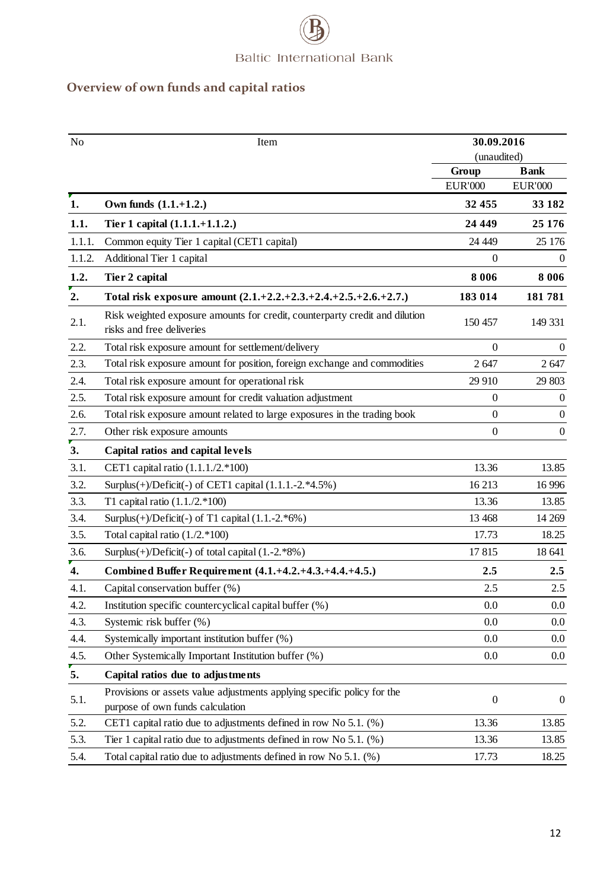## Overview of own funds and capital ratios

| No | Item | 30.09.2016 (unaudited) | |
|---|---|---|---|
| | | Group | Bank |
| | | EUR'000 | EUR'000 |
| **1.** | **Own funds (1.1.+1.2.)** | **32 455** | **33 182** |
| **1.1.** | **Tier 1 capital (1.1.1.+1.1.2.)** | **24 449** | **25 176** |
| 1.1.1. | Common equity Tier 1 capital (CET1 capital) | 24 449 | 25 176 |
| 1.1.2. | Additional Tier 1 capital | 0 | 0 |
| **1.2.** | **Tier 2 capital** | **8 006** | **8 006** |
| **2.** | **Total risk exposure amount (2.1.+2.2.+2.3.+2.4.+2.5.+2.6.+2.7.)** | **183 014** | **181 781** |
| 2.1. | Risk weighted exposure amounts for credit, counterparty credit and dilution risks and free deliveries | 150 457 | 149 331 |
| 2.2. | Total risk exposure amount for settlement/delivery | 0 | 0 |
| 2.3. | Total risk exposure amount for position, foreign exchange and commodities | 2 647 | 2 647 |
| 2.4. | Total risk exposure amount for operational risk | 29 910 | 29 803 |
| 2.5. | Total risk exposure amount for credit valuation adjustment | 0 | 0 |
| 2.6. | Total risk exposure amount related to large exposures in the trading book | 0 | 0 |
| 2.7. | Other risk exposure amounts | 0 | 0 |
| **3.** | **Capital ratios and capital levels** | | |
| 3.1. | CET1 capital ratio (1.1.1./2.*100) | 13.36 | 13.85 |
| 3.2. | Surplus(+)/Deficit(-) of CET1 capital (1.1.1.-2.*4.5%) | 16 213 | 16 996 |
| 3.3. | T1 capital ratio (1.1./2.*100) | 13.36 | 13.85 |
| 3.4. | Surplus(+)/Deficit(-) of T1 capital (1.1.-2.*6%) | 13 468 | 14 269 |
| 3.5. | Total capital ratio (1./2.*100) | 17.73 | 18.25 |
| 3.6. | Surplus(+)/Deficit(-) of total capital (1.-2.*8%) | 17 815 | 18 641 |
| **4.** | **Combined Buffer Requirement (4.1.+4.2.+4.3.+4.4.+4.5.)** | **2.5** | **2.5** |
| 4.1. | Capital conservation buffer (%) | 2.5 | 2.5 |
| 4.2. | Institution specific countercyclical capital buffer (%) | 0.0 | 0.0 |
| 4.3. | Systemic risk buffer (%) | 0.0 | 0.0 |
| 4.4. | Systemically important institution buffer (%) | 0.0 | 0.0 |
| 4.5. | Other Systemically Important Institution buffer (%) | 0.0 | 0.0 |
| **5.** | **Capital ratios due to adjustments** | | |
| 5.1. | Provisions or assets value adjustments applying specific policy for the purpose of own funds calculation | 0 | 0 |
| 5.2. | CET1 capital ratio due to adjustments defined in row No 5.1. (%) | 13.36 | 13.85 |
| 5.3. | Tier 1 capital ratio due to adjustments defined in row No 5.1. (%) | 13.36 | 13.85 |
| 5.4. | Total capital ratio due to adjustments defined in row No 5.1. (%) | 17.73 | 18.25 |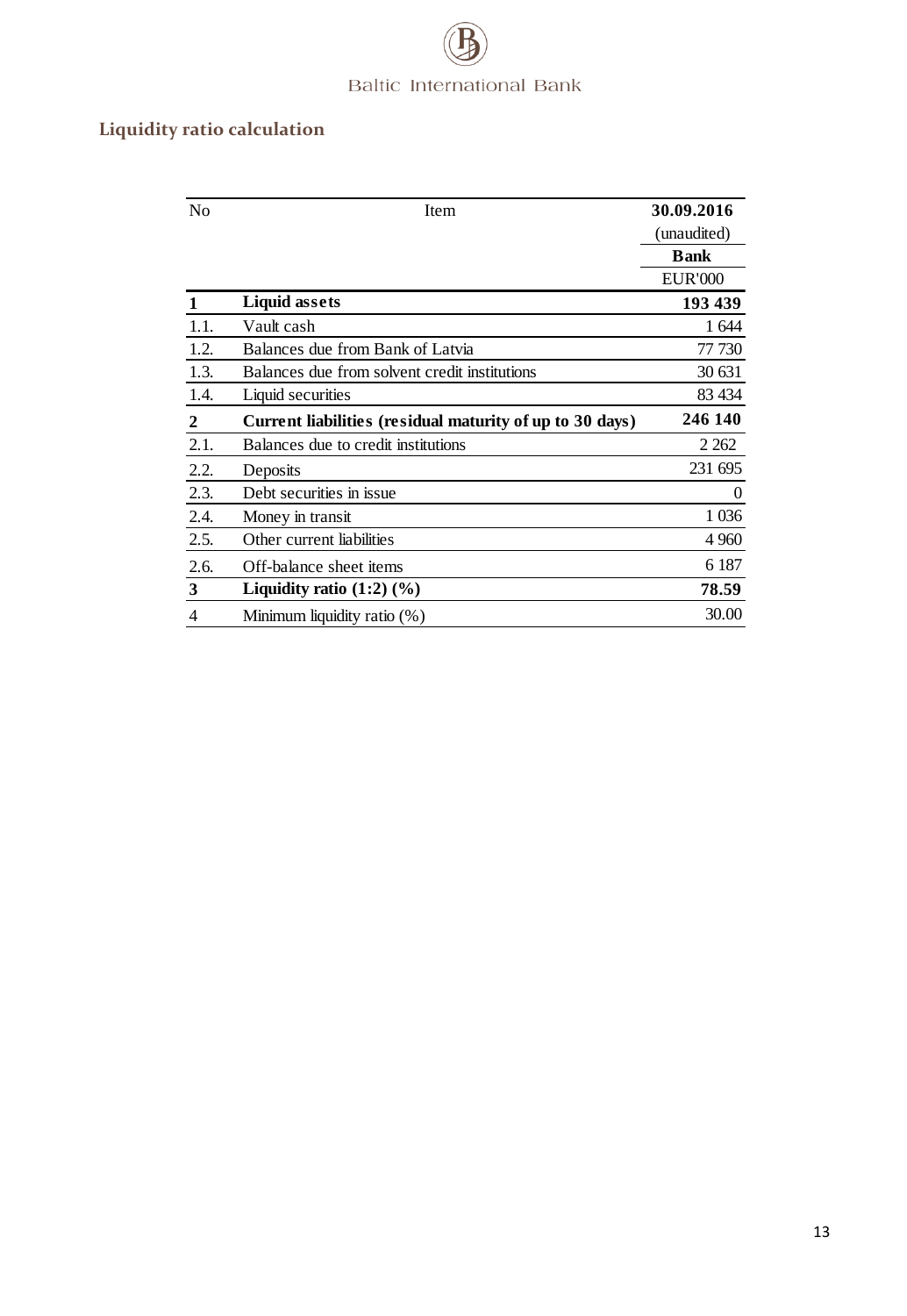## Liquidity ratio calculation

| No | Item | 30.09.2016 (unaudited) Bank EUR'000 |
|---|---|---|
| **1** | **Liquid assets** | **193 439** |
| 1.1. | Vault cash | 1 644 |
| 1.2. | Balances due from Bank of Latvia | 77 730 |
| 1.3. | Balances due from solvent credit institutions | 30 631 |
| 1.4. | Liquid securities | 83 434 |
| **2** | **Current liabilities (residual maturity of up to 30 days)** | **246 140** |
| 2.1. | Balances due to credit institutions | 2 262 |
| 2.2. | Deposits | 231 695 |
| 2.3. | Debt securities in issue | 0 |
| 2.4. | Money in transit | 1 036 |
| 2.5. | Other current liabilities | 4 960 |
| 2.6. | Off-balance sheet items | 6 187 |
| **3** | **Liquidity ratio (1:2) (%)** | **78.59** |
| 4 | Minimum liquidity ratio (%) | 30.00 |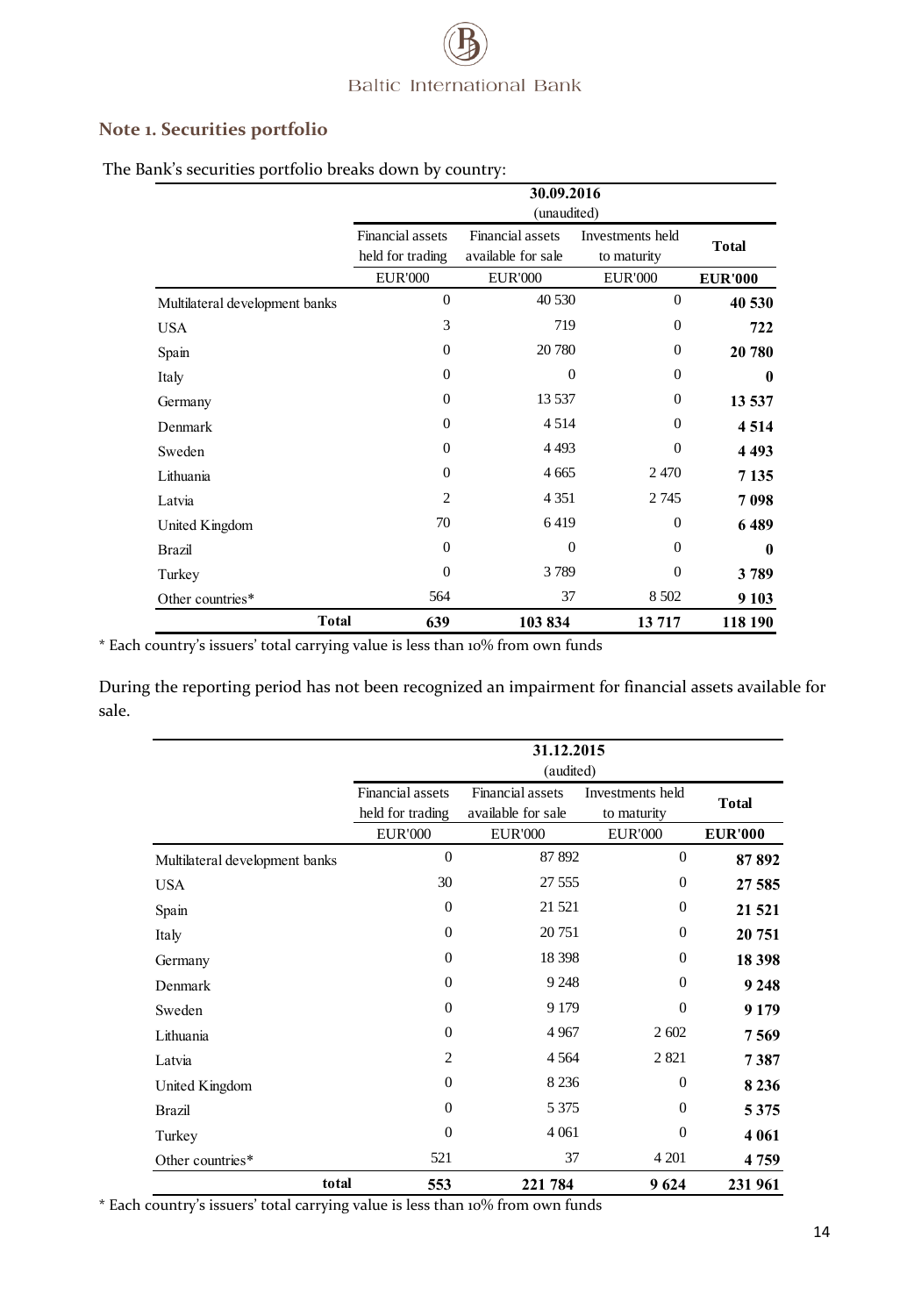## Note 1. Securities portfolio

The Bank's securities portfolio breaks down by country:

| | 30.09.2016 (unaudited) | | | |
|---|---|---|---|---|
| | Financial assets held for trading | Financial assets available for sale | Investments held to maturity | **Total** |
| | EUR'000 | EUR'000 | EUR'000 | **EUR'000** |
| Multilateral development banks | 0 | 40 530 | 0 | **40 530** |
| USA | 3 | 719 | 0 | **722** |
| Spain | 0 | 20 780 | 0 | **20 780** |
| Italy | 0 | 0 | 0 | **0** |
| Germany | 0 | 13 537 | 0 | **13 537** |
| Denmark | 0 | 4 514 | 0 | **4 514** |
| Sweden | 0 | 4 493 | 0 | **4 493** |
| Lithuania | 0 | 4 665 | 2 470 | **7 135** |
| Latvia | 2 | 4 351 | 2 745 | **7 098** |
| United Kingdom | 70 | 6 419 | 0 | **6 489** |
| Brazil | 0 | 0 | 0 | **0** |
| Turkey | 0 | 3 789 | 0 | **3 789** |
| Other countries* | 564 | 37 | 8 502 | **9 103** |
| **Total** | **639** | **103 834** | **13 717** | **118 190** |

* Each country's issuers' total carrying value is less than 10% from own funds

During the reporting period has not been recognized an impairment for financial assets available for sale.

| | 31.12.2015 (audited) | | | |
|---|---|---|---|---|
| | Financial assets held for trading | Financial assets available for sale | Investments held to maturity | **Total** |
| | EUR'000 | EUR'000 | EUR'000 | **EUR'000** |
| Multilateral development banks | 0 | 87 892 | 0 | **87 892** |
| USA | 30 | 27 555 | 0 | **27 585** |
| Spain | 0 | 21 521 | 0 | **21 521** |
| Italy | 0 | 20 751 | 0 | **20 751** |
| Germany | 0 | 18 398 | 0 | **18 398** |
| Denmark | 0 | 9 248 | 0 | **9 248** |
| Sweden | 0 | 9 179 | 0 | **9 179** |
| Lithuania | 0 | 4 967 | 2 602 | **7 569** |
| Latvia | 2 | 4 564 | 2 821 | **7 387** |
| United Kingdom | 0 | 8 236 | 0 | **8 236** |
| Brazil | 0 | 5 375 | 0 | **5 375** |
| Turkey | 0 | 4 061 | 0 | **4 061** |
| Other countries* | 521 | 37 | 4 201 | **4 759** |
| **total** | **553** | **221 784** | **9 624** | **231 961** |

* Each country's issuers' total carrying value is less than 10% from own funds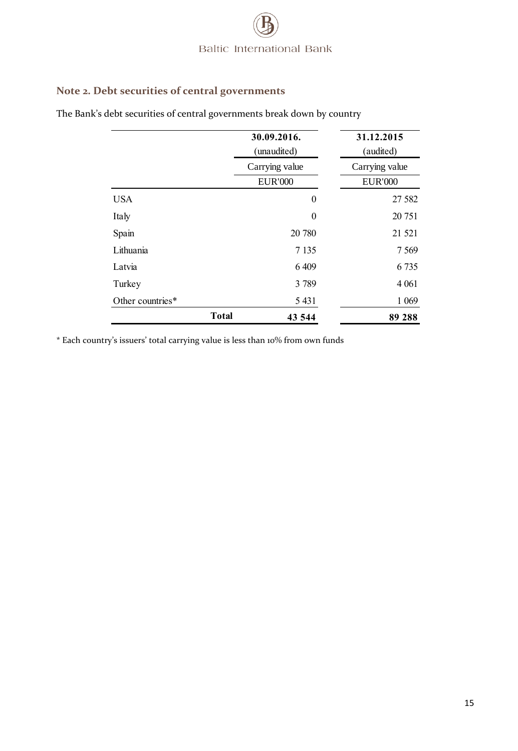## Note 2. Debt securities of central governments

The Bank's debt securities of central governments break down by country

| | 30.09.2016. (unaudited) | 31.12.2015 (audited) |
|---|---|---|
| | Carrying value | Carrying value |
| | EUR'000 | EUR'000 |
| USA | 0 | 27 582 |
| Italy | 0 | 20 751 |
| Spain | 20 780 | 21 521 |
| Lithuania | 7 135 | 7 569 |
| Latvia | 6 409 | 6 735 |
| Turkey | 3 789 | 4 061 |
| Other countries* | 5 431 | 1 069 |
| **Total** | **43 544** | **89 288** |

* Each country's issuers' total carrying value is less than 10% from own funds